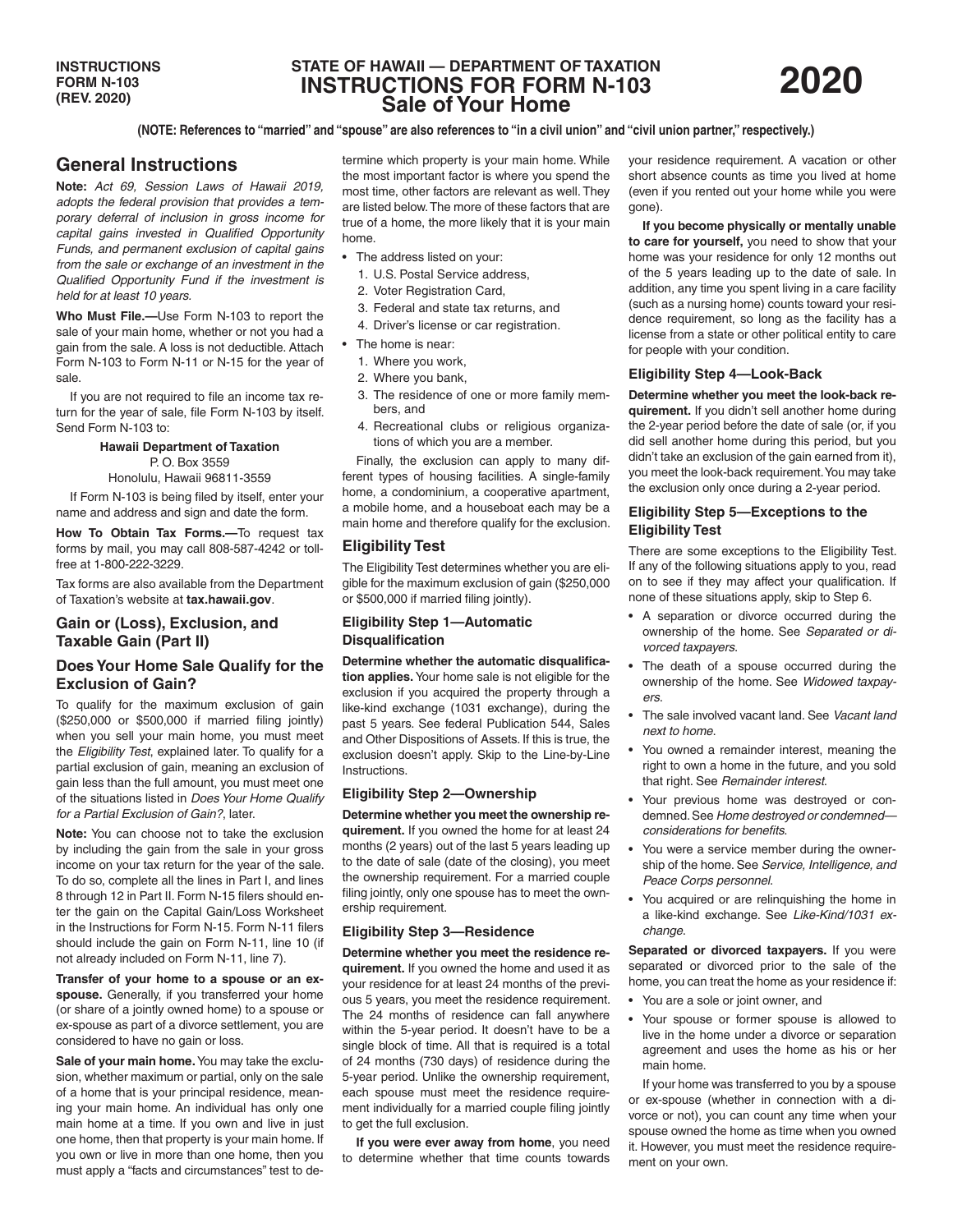**INSTRUCTIONS FORM N-103 (REV. 2020)**

# STATE OF HAWAII — DEPARTMENT OF TAXATION
# INSTRUCTIONS FOR FORM N-103
# Sale of Your Home

**2020**

**(NOTE: References to "married" and "spouse" are also references to "in a civil union" and "civil union partner," respectively.)**

## General Instructions

**Note:** *Act 69, Session Laws of Hawaii 2019, adopts the federal provision that provides a temporary deferral of inclusion in gross income for capital gains invested in Qualified Opportunity Funds, and permanent exclusion of capital gains from the sale or exchange of an investment in the Qualified Opportunity Fund if the investment is held for at least 10 years.*

**Who Must File.—**Use Form N-103 to report the sale of your main home, whether or not you had a gain from the sale. A loss is not deductible. Attach Form N-103 to Form N-11 or N-15 for the year of sale.

If you are not required to file an income tax return for the year of sale, file Form N-103 by itself. Send Form N-103 to:

**Hawaii Department of Taxation**
P. O. Box 3559
Honolulu, Hawaii 96811-3559

If Form N-103 is being filed by itself, enter your name and address and sign and date the form.

**How To Obtain Tax Forms.—**To request tax forms by mail, you may call 808-587-4242 or toll-free at 1-800-222-3229.

Tax forms are also available from the Department of Taxation's website at **tax.hawaii.gov**.

## Gain or (Loss), Exclusion, and Taxable Gain (Part II)

### Does Your Home Sale Qualify for the Exclusion of Gain?

To qualify for the maximum exclusion of gain ($250,000 or $500,000 if married filing jointly) when you sell your main home, you must meet the *Eligibility Test*, explained later. To qualify for a partial exclusion of gain, meaning an exclusion of gain less than the full amount, you must meet one of the situations listed in *Does Your Home Qualify for a Partial Exclusion of Gain?*, later.

**Note:** You can choose not to take the exclusion by including the gain from the sale in your gross income on your tax return for the year of the sale. To do so, complete all the lines in Part I, and lines 8 through 12 in Part II. Form N-15 filers should enter the gain on the Capital Gain/Loss Worksheet in the Instructions for Form N-15. Form N-11 filers should include the gain on Form N-11, line 10 (if not already included on Form N-11, line 7).

**Transfer of your home to a spouse or an ex-spouse.** Generally, if you transferred your home (or share of a jointly owned home) to a spouse or ex-spouse as part of a divorce settlement, you are considered to have no gain or loss.

**Sale of your main home.** You may take the exclusion, whether maximum or partial, only on the sale of a home that is your principal residence, meaning your main home. An individual has only one main home at a time. If you own and live in just one home, then that property is your main home. If you own or live in more than one home, then you must apply a "facts and circumstances" test to determine which property is your main home. While the most important factor is where you spend the most time, other factors are relevant as well. They are listed below. The more of these factors that are true of a home, the more likely that it is your main home.

- The address listed on your:
  1. U.S. Postal Service address,
  2. Voter Registration Card,
  3. Federal and state tax returns, and
  4. Driver's license or car registration.
- The home is near:
  1. Where you work,
  2. Where you bank,
  3. The residence of one or more family members, and
  4. Recreational clubs or religious organizations of which you are a member.

Finally, the exclusion can apply to many different types of housing facilities. A single-family home, a condominium, a cooperative apartment, a mobile home, and a houseboat each may be a main home and therefore qualify for the exclusion.

### Eligibility Test

The Eligibility Test determines whether you are eligible for the maximum exclusion of gain ($250,000 or $500,000 if married filing jointly).

#### Eligibility Step 1—Automatic Disqualification

**Determine whether the automatic disqualification applies.** Your home sale is not eligible for the exclusion if you acquired the property through a like-kind exchange (1031 exchange), during the past 5 years. See federal Publication 544, Sales and Other Dispositions of Assets. If this is true, the exclusion doesn't apply. Skip to the Line-by-Line Instructions.

#### Eligibility Step 2—Ownership

**Determine whether you meet the ownership requirement.** If you owned the home for at least 24 months (2 years) out of the last 5 years leading up to the date of sale (date of the closing), you meet the ownership requirement. For a married couple filing jointly, only one spouse has to meet the ownership requirement.

#### Eligibility Step 3—Residence

**Determine whether you meet the residence requirement.** If you owned the home and used it as your residence for at least 24 months of the previous 5 years, you meet the residence requirement. The 24 months of residence can fall anywhere within the 5-year period. It doesn't have to be a single block of time. All that is required is a total of 24 months (730 days) of residence during the 5-year period. Unlike the ownership requirement, each spouse must meet the residence requirement individually for a married couple filing jointly to get the full exclusion.

**If you were ever away from home**, you need to determine whether that time counts towards your residence requirement. A vacation or other short absence counts as time you lived at home (even if you rented out your home while you were gone).

**If you become physically or mentally unable to care for yourself,** you need to show that your home was your residence for only 12 months out of the 5 years leading up to the date of sale. In addition, any time you spent living in a care facility (such as a nursing home) counts toward your residence requirement, so long as the facility has a license from a state or other political entity to care for people with your condition.

#### Eligibility Step 4—Look-Back

**Determine whether you meet the look-back requirement.** If you didn't sell another home during the 2-year period before the date of sale (or, if you did sell another home during this period, but you didn't take an exclusion of the gain earned from it), you meet the look-back requirement. You may take the exclusion only once during a 2-year period.

#### Eligibility Step 5—Exceptions to the Eligibility Test

There are some exceptions to the Eligibility Test. If any of the following situations apply to you, read on to see if they may affect your qualification. If none of these situations apply, skip to Step 6.

- A separation or divorce occurred during the ownership of the home. See *Separated or divorced taxpayers*.
- The death of a spouse occurred during the ownership of the home. See *Widowed taxpayers*.
- The sale involved vacant land. See *Vacant land next to home*.
- You owned a remainder interest, meaning the right to own a home in the future, and you sold that right. See *Remainder interest*.
- Your previous home was destroyed or condemned. See *Home destroyed or condemned—considerations for benefits*.
- You were a service member during the ownership of the home. See *Service, Intelligence, and Peace Corps personnel*.
- You acquired or are relinquishing the home in a like-kind exchange. See *Like-Kind/1031 exchange*.

**Separated or divorced taxpayers.** If you were separated or divorced prior to the sale of the home, you can treat the home as your residence if:

- You are a sole or joint owner, and
- Your spouse or former spouse is allowed to live in the home under a divorce or separation agreement and uses the home as his or her main home.

If your home was transferred to you by a spouse or ex-spouse (whether in connection with a divorce or not), you can count any time when your spouse owned the home as time when you owned it. However, you must meet the residence requirement on your own.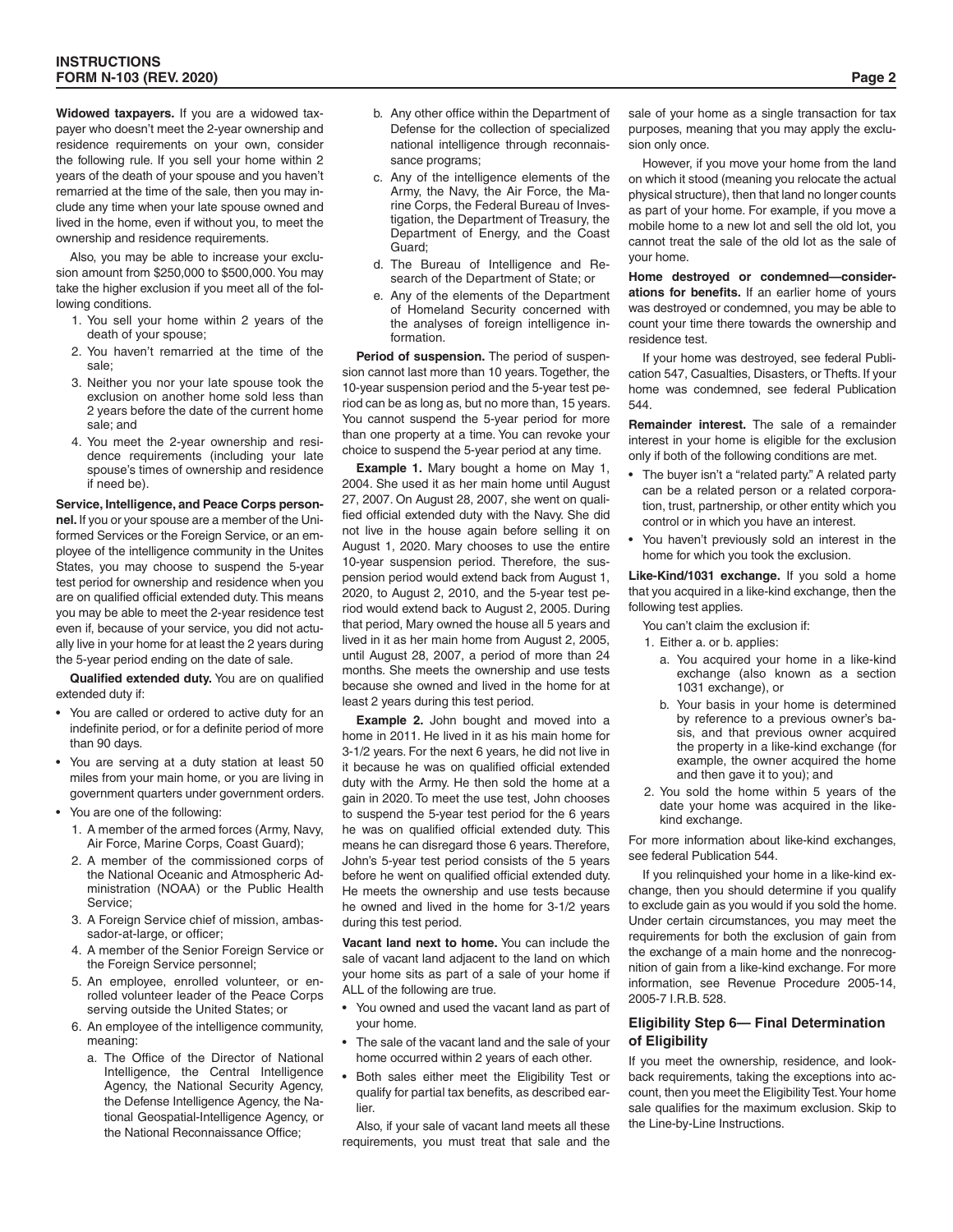**Widowed taxpayers.** If you are a widowed taxpayer who doesn't meet the 2-year ownership and residence requirements on your own, consider the following rule. If you sell your home within 2 years of the death of your spouse and you haven't remarried at the time of the sale, then you may include any time when your late spouse owned and lived in the home, even if without you, to meet the ownership and residence requirements.

Also, you may be able to increase your exclusion amount from $250,000 to $500,000. You may take the higher exclusion if you meet all of the following conditions.

1. You sell your home within 2 years of the death of your spouse;
2. You haven't remarried at the time of the sale;
3. Neither you nor your late spouse took the exclusion on another home sold less than 2 years before the date of the current home sale; and
4. You meet the 2-year ownership and residence requirements (including your late spouse's times of ownership and residence if need be).

**Service, Intelligence, and Peace Corps personnel.** If you or your spouse are a member of the Uniformed Services or the Foreign Service, or an employee of the intelligence community in the Unites States, you may choose to suspend the 5-year test period for ownership and residence when you are on qualified official extended duty. This means you may be able to meet the 2-year residence test even if, because of your service, you did not actually live in your home for at least the 2 years during the 5-year period ending on the date of sale.

**Qualified extended duty.** You are on qualified extended duty if:

- You are called or ordered to active duty for an indefinite period, or for a definite period of more than 90 days.
- You are serving at a duty station at least 50 miles from your main home, or you are living in government quarters under government orders.
- You are one of the following:
  1. A member of the armed forces (Army, Navy, Air Force, Marine Corps, Coast Guard);
  2. A member of the commissioned corps of the National Oceanic and Atmospheric Administration (NOAA) or the Public Health Service;
  3. A Foreign Service chief of mission, ambassador-at-large, or officer;
  4. A member of the Senior Foreign Service or the Foreign Service personnel;
  5. An employee, enrolled volunteer, or enrolled volunteer leader of the Peace Corps serving outside the United States; or
  6. An employee of the intelligence community, meaning:
     a. The Office of the Director of National Intelligence, the Central Intelligence Agency, the National Security Agency, the Defense Intelligence Agency, the National Geospatial-Intelligence Agency, or the National Reconnaissance Office;
     b. Any other office within the Department of Defense for the collection of specialized national intelligence through reconnaissance programs;
     c. Any of the intelligence elements of the Army, the Navy, the Air Force, the Marine Corps, the Federal Bureau of Investigation, the Department of Treasury, the Department of Energy, and the Coast Guard;
     d. The Bureau of Intelligence and Research of the Department of State; or
     e. Any of the elements of the Department of Homeland Security concerned with the analyses of foreign intelligence information.

**Period of suspension.** The period of suspension cannot last more than 10 years. Together, the 10-year suspension period and the 5-year test period can be as long as, but no more than, 15 years. You cannot suspend the 5-year period for more than one property at a time. You can revoke your choice to suspend the 5-year period at any time.

**Example 1.** Mary bought a home on May 1, 2004. She used it as her main home until August 27, 2007. On August 28, 2007, she went on qualified official extended duty with the Navy. She did not live in the house again before selling it on August 1, 2020. Mary chooses to use the entire 10-year suspension period. Therefore, the suspension period would extend back from August 1, 2020, to August 2, 2010, and the 5-year test period would extend back to August 2, 2005. During that period, Mary owned the house all 5 years and lived in it as her main home from August 2, 2005, until August 28, 2007, a period of more than 24 months. She meets the ownership and use tests because she owned and lived in the home for at least 2 years during this test period.

**Example 2.** John bought and moved into a home in 2011. He lived in it as his main home for 3-1/2 years. For the next 6 years, he did not live in it because he was on qualified official extended duty with the Army. He then sold the home at a gain in 2020. To meet the use test, John chooses to suspend the 5-year test period for the 6 years he was on qualified official extended duty. This means he can disregard those 6 years. Therefore, John's 5-year test period consists of the 5 years before he went on qualified official extended duty. He meets the ownership and use tests because he owned and lived in the home for 3-1/2 years during this test period.

**Vacant land next to home.** You can include the sale of vacant land adjacent to the land on which your home sits as part of a sale of your home if ALL of the following are true.

- You owned and used the vacant land as part of your home.
- The sale of the vacant land and the sale of your home occurred within 2 years of each other.
- Both sales either meet the Eligibility Test or qualify for partial tax benefits, as described earlier.

Also, if your sale of vacant land meets all these requirements, you must treat that sale and the sale of your home as a single transaction for tax purposes, meaning that you may apply the exclusion only once.

However, if you move your home from the land on which it stood (meaning you relocate the actual physical structure), then that land no longer counts as part of your home. For example, if you move a mobile home to a new lot and sell the old lot, you cannot treat the sale of the old lot as the sale of your home.

**Home destroyed or condemned—considerations for benefits.** If an earlier home of yours was destroyed or condemned, you may be able to count your time there towards the ownership and residence test.

If your home was destroyed, see federal Publication 547, Casualties, Disasters, or Thefts. If your home was condemned, see federal Publication 544.

**Remainder interest.** The sale of a remainder interest in your home is eligible for the exclusion only if both of the following conditions are met.

- The buyer isn't a "related party." A related party can be a related person or a related corporation, trust, partnership, or other entity which you control or in which you have an interest.
- You haven't previously sold an interest in the home for which you took the exclusion.

**Like-Kind/1031 exchange.** If you sold a home that you acquired in a like-kind exchange, then the following test applies.

You can't claim the exclusion if:

1. Either a. or b. applies:
   a. You acquired your home in a like-kind exchange (also known as a section 1031 exchange), or
   b. Your basis in your home is determined by reference to a previous owner's basis, and that previous owner acquired the property in a like-kind exchange (for example, the owner acquired the home and then gave it to you); and
2. You sold the home within 5 years of the date your home was acquired in the like-kind exchange.

For more information about like-kind exchanges, see federal Publication 544.

If you relinquished your home in a like-kind exchange, then you should determine if you qualify to exclude gain as you would if you sold the home. Under certain circumstances, you may meet the requirements for both the exclusion of gain from the exchange of a main home and the nonrecognition of gain from a like-kind exchange. For more information, see Revenue Procedure 2005-14, 2005-7 I.R.B. 528.

## Eligibility Step 6— Final Determination of Eligibility

If you meet the ownership, residence, and look-back requirements, taking the exceptions into account, then you meet the Eligibility Test. Your home sale qualifies for the maximum exclusion. Skip to the Line-by-Line Instructions.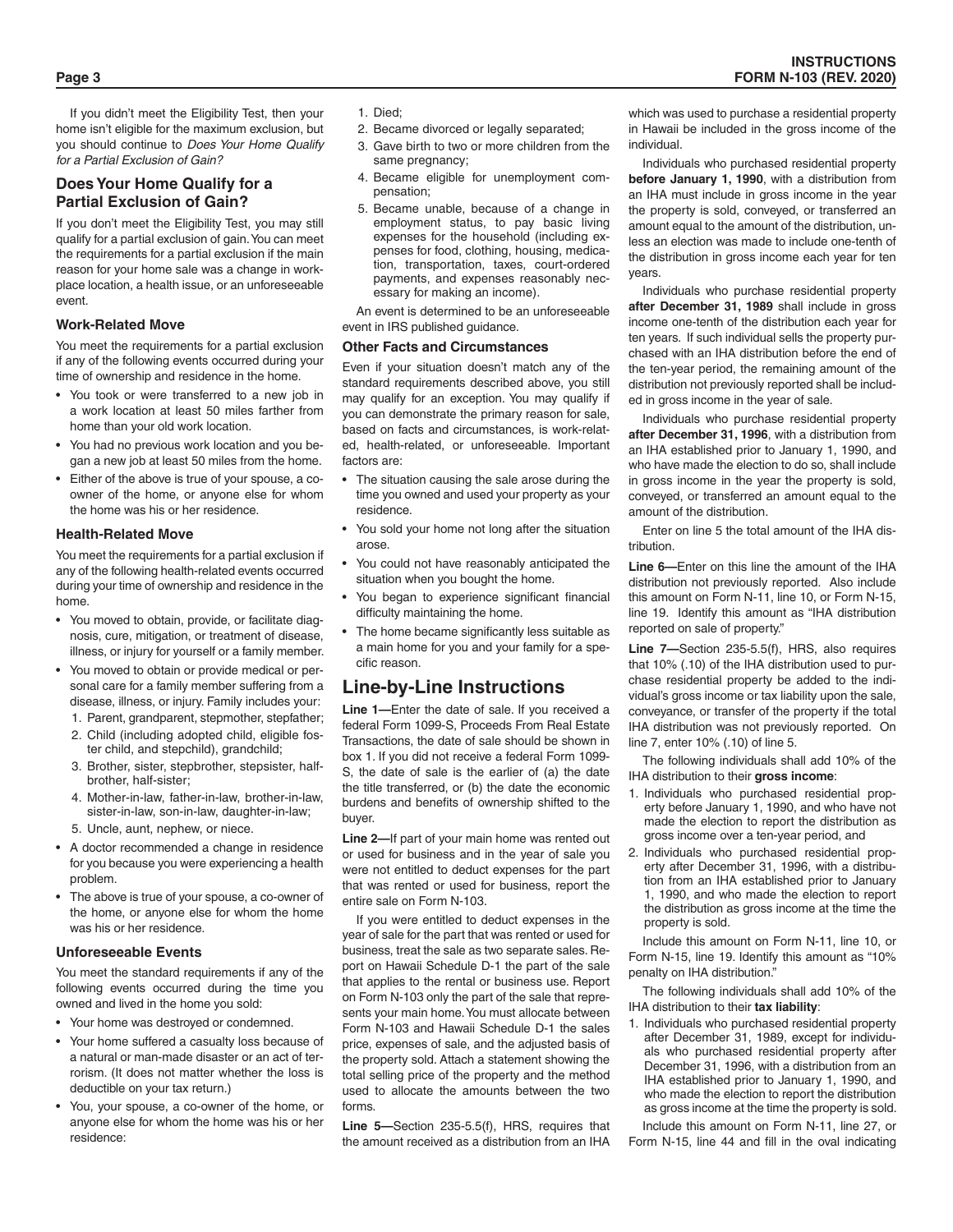If you didn't meet the Eligibility Test, then your home isn't eligible for the maximum exclusion, but you should continue to *Does Your Home Qualify for a Partial Exclusion of Gain?*

## Does Your Home Qualify for a Partial Exclusion of Gain?

If you don't meet the Eligibility Test, you may still qualify for a partial exclusion of gain. You can meet the requirements for a partial exclusion if the main reason for your home sale was a change in workplace location, a health issue, or an unforeseeable event.

### Work-Related Move

You meet the requirements for a partial exclusion if any of the following events occurred during your time of ownership and residence in the home.

- You took or were transferred to a new job in a work location at least 50 miles farther from home than your old work location.
- You had no previous work location and you began a new job at least 50 miles from the home.
- Either of the above is true of your spouse, a co-owner of the home, or anyone else for whom the home was his or her residence.

### Health-Related Move

You meet the requirements for a partial exclusion if any of the following health-related events occurred during your time of ownership and residence in the home.

- You moved to obtain, provide, or facilitate diagnosis, cure, mitigation, or treatment of disease, illness, or injury for yourself or a family member.
- You moved to obtain or provide medical or personal care for a family member suffering from a disease, illness, or injury. Family includes your:
  1. Parent, grandparent, stepmother, stepfather;
  2. Child (including adopted child, eligible foster child, and stepchild), grandchild;
  3. Brother, sister, stepbrother, stepsister, half-brother, half-sister;
  4. Mother-in-law, father-in-law, brother-in-law, sister-in-law, son-in-law, daughter-in-law;
  5. Uncle, aunt, nephew, or niece.
- A doctor recommended a change in residence for you because you were experiencing a health problem.
- The above is true of your spouse, a co-owner of the home, or anyone else for whom the home was his or her residence.

### Unforeseeable Events

You meet the standard requirements if any of the following events occurred during the time you owned and lived in the home you sold:

- Your home was destroyed or condemned.
- Your home suffered a casualty loss because of a natural or man-made disaster or an act of terrorism. (It does not matter whether the loss is deductible on your tax return.)
- You, your spouse, a co-owner of the home, or anyone else for whom the home was his or her residence:
  1. Died;
  2. Became divorced or legally separated;
  3. Gave birth to two or more children from the same pregnancy;
  4. Became eligible for unemployment compensation;
  5. Became unable, because of a change in employment status, to pay basic living expenses for the household (including expenses for food, clothing, housing, medication, transportation, taxes, court-ordered payments, and expenses reasonably necessary for making an income).

An event is determined to be an unforeseeable event in IRS published guidance.

### Other Facts and Circumstances

Even if your situation doesn't match any of the standard requirements described above, you still may qualify for an exception. You may qualify if you can demonstrate the primary reason for sale, based on facts and circumstances, is work-related, health-related, or unforeseeable. Important factors are:

- The situation causing the sale arose during the time you owned and used your property as your residence.
- You sold your home not long after the situation arose.
- You could not have reasonably anticipated the situation when you bought the home.
- You began to experience significant financial difficulty maintaining the home.
- The home became significantly less suitable as a main home for you and your family for a specific reason.

# Line-by-Line Instructions

**Line 1—**Enter the date of sale. If you received a federal Form 1099-S, Proceeds From Real Estate Transactions, the date of sale should be shown in box 1. If you did not receive a federal Form 1099-S, the date of sale is the earlier of (a) the date the title transferred, or (b) the date the economic burdens and benefits of ownership shifted to the buyer.

**Line 2—**If part of your main home was rented out or used for business and in the year of sale you were not entitled to deduct expenses for the part that was rented or used for business, report the entire sale on Form N-103.

If you were entitled to deduct expenses in the year of sale for the part that was rented or used for business, treat the sale as two separate sales. Report on Hawaii Schedule D-1 the part of the sale that applies to the rental or business use. Report on Form N-103 only the part of the sale that represents your main home. You must allocate between Form N-103 and Hawaii Schedule D-1 the sales price, expenses of sale, and the adjusted basis of the property sold. Attach a statement showing the total selling price of the property and the method used to allocate the amounts between the two forms.

**Line 5—**Section 235-5.5(f), HRS, requires that the amount received as a distribution from an IHA which was used to purchase a residential property in Hawaii be included in the gross income of the individual.

Individuals who purchased residential property **before January 1, 1990**, with a distribution from an IHA must include in gross income in the year the property is sold, conveyed, or transferred an amount equal to the amount of the distribution, unless an election was made to include one-tenth of the distribution in gross income each year for ten years.

Individuals who purchase residential property **after December 31, 1989** shall include in gross income one-tenth of the distribution each year for ten years. If such individual sells the property purchased with an IHA distribution before the end of the ten-year period, the remaining amount of the distribution not previously reported shall be included in gross income in the year of sale.

Individuals who purchase residential property **after December 31, 1996**, with a distribution from an IHA established prior to January 1, 1990, and who have made the election to do so, shall include in gross income in the year the property is sold, conveyed, or transferred an amount equal to the amount of the distribution.

Enter on line 5 the total amount of the IHA distribution.

**Line 6—**Enter on this line the amount of the IHA distribution not previously reported. Also include this amount on Form N-11, line 10, or Form N-15, line 19. Identify this amount as "IHA distribution reported on sale of property."

**Line 7—**Section 235-5.5(f), HRS, also requires that 10% (.10) of the IHA distribution used to purchase residential property be added to the individual's gross income or tax liability upon the sale, conveyance, or transfer of the property if the total IHA distribution was not previously reported. On line 7, enter 10% (.10) of line 5.

The following individuals shall add 10% of the IHA distribution to their **gross income**:

1. Individuals who purchased residential property before January 1, 1990, and who have not made the election to report the distribution as gross income over a ten-year period, and
2. Individuals who purchased residential property after December 31, 1996, with a distribution from an IHA established prior to January 1, 1990, and who made the election to report the distribution as gross income at the time the property is sold.

Include this amount on Form N-11, line 10, or Form N-15, line 19. Identify this amount as "10% penalty on IHA distribution."

The following individuals shall add 10% of the IHA distribution to their **tax liability**:

1. Individuals who purchased residential property after December 31, 1989, except for individuals who purchased residential property after December 31, 1996, with a distribution from an IHA established prior to January 1, 1990, and who made the election to report the distribution as gross income at the time the property is sold.

Include this amount on Form N-11, line 27, or Form N-15, line 44 and fill in the oval indicating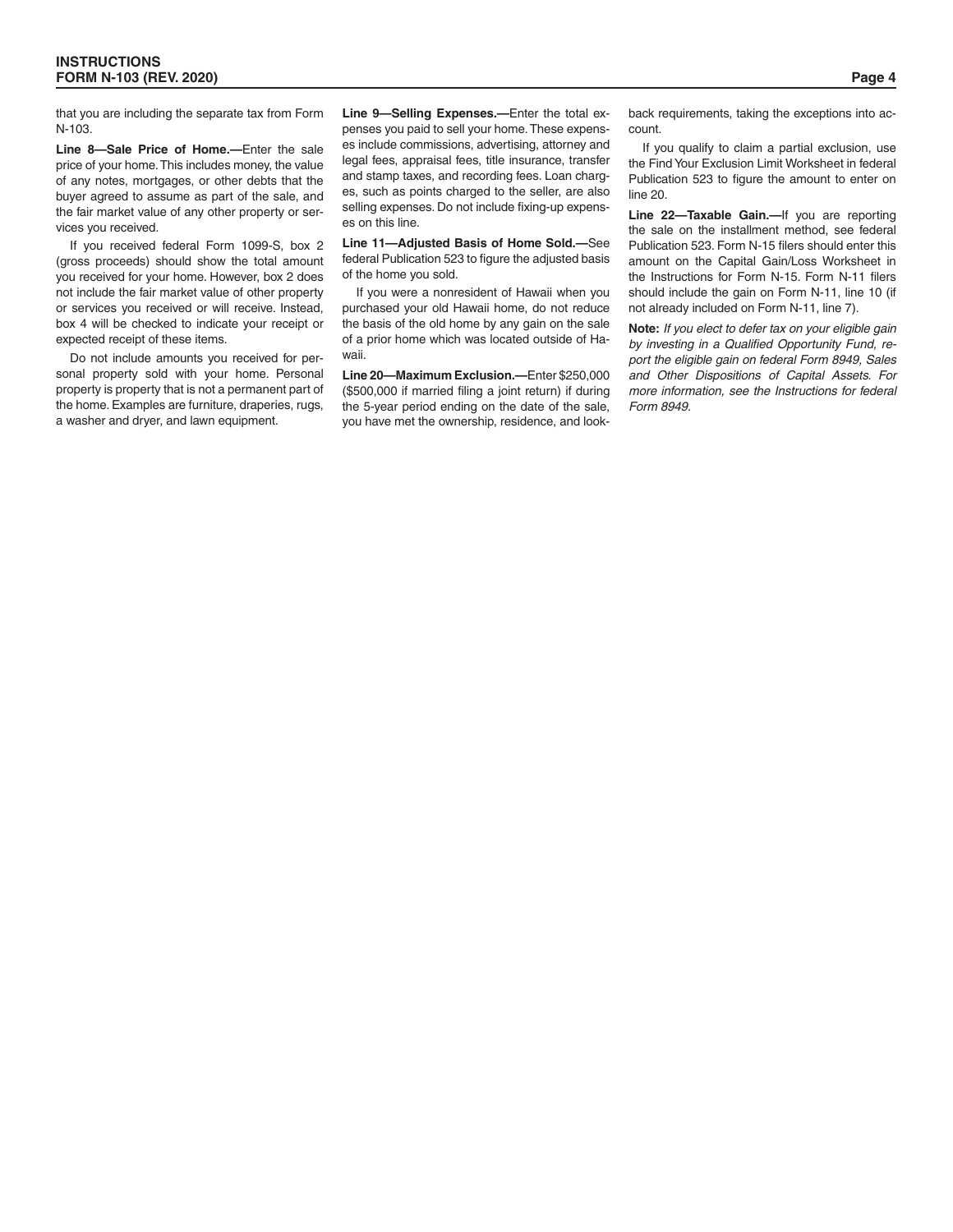that you are including the separate tax from Form N-103.

**Line 8—Sale Price of Home.—**Enter the sale price of your home. This includes money, the value of any notes, mortgages, or other debts that the buyer agreed to assume as part of the sale, and the fair market value of any other property or services you received.

If you received federal Form 1099-S, box 2 (gross proceeds) should show the total amount you received for your home. However, box 2 does not include the fair market value of other property or services you received or will receive. Instead, box 4 will be checked to indicate your receipt or expected receipt of these items.

Do not include amounts you received for personal property sold with your home. Personal property is property that is not a permanent part of the home. Examples are furniture, draperies, rugs, a washer and dryer, and lawn equipment.

**Line 9—Selling Expenses.—**Enter the total expenses you paid to sell your home. These expenses include commissions, advertising, attorney and legal fees, appraisal fees, title insurance, transfer and stamp taxes, and recording fees. Loan charges, such as points charged to the seller, are also selling expenses. Do not include fixing-up expenses on this line.

**Line 11—Adjusted Basis of Home Sold.—**See federal Publication 523 to figure the adjusted basis of the home you sold.

If you were a nonresident of Hawaii when you purchased your old Hawaii home, do not reduce the basis of the old home by any gain on the sale of a prior home which was located outside of Hawaii.

**Line 20—Maximum Exclusion.—**Enter $250,000 ($500,000 if married filing a joint return) if during the 5-year period ending on the date of the sale, you have met the ownership, residence, and look-back requirements, taking the exceptions into account.

If you qualify to claim a partial exclusion, use the Find Your Exclusion Limit Worksheet in federal Publication 523 to figure the amount to enter on line 20.

**Line 22—Taxable Gain.—**If you are reporting the sale on the installment method, see federal Publication 523. Form N-15 filers should enter this amount on the Capital Gain/Loss Worksheet in the Instructions for Form N-15. Form N-11 filers should include the gain on Form N-11, line 10 (if not already included on Form N-11, line 7).

**Note:** *If you elect to defer tax on your eligible gain by investing in a Qualified Opportunity Fund, report the eligible gain on federal Form 8949, Sales and Other Dispositions of Capital Assets. For more information, see the Instructions for federal Form 8949.*